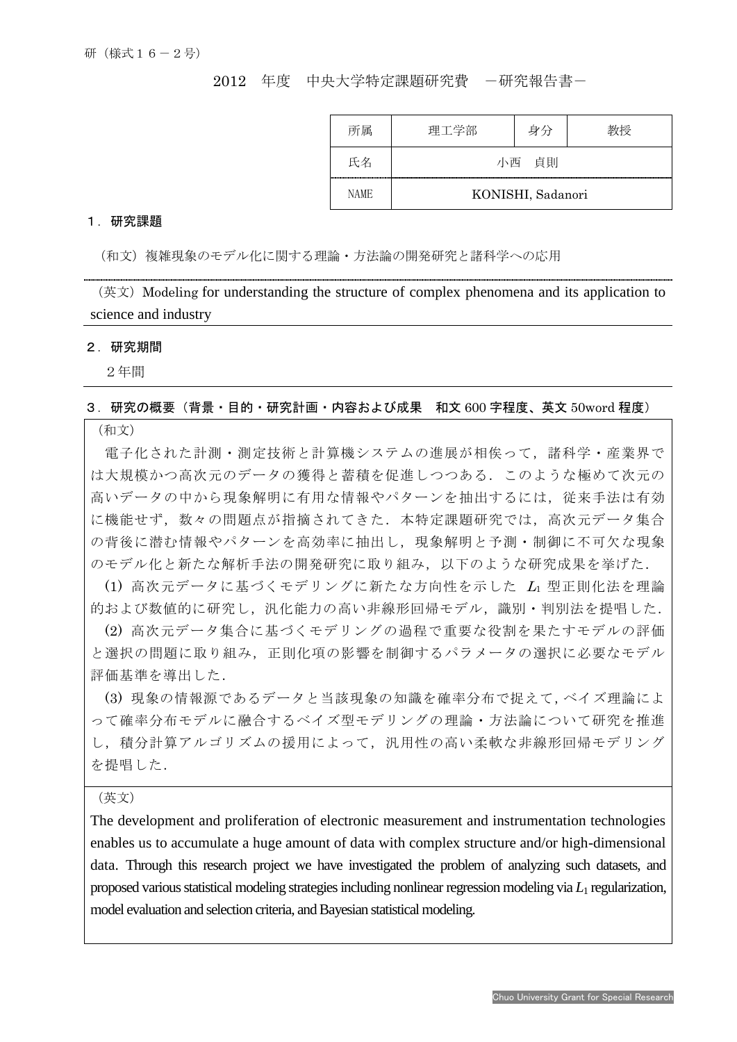研（様式１６－２号）

2012　年度　中央大学特定課題研究費　－研究報告書－

| 所属 | 理工学部 | 身分 | 教授 |
| --- | --- | --- | --- |
| 氏名 | 小西　貞則 | | |
| NAME | KONISHI, Sadanori | | |

## １．研究課題

（和文）複雑現象のモデル化に関する理論・方法論の開発研究と諸科学への応用

（英文）Modeling for understanding the structure of complex phenomena and its application to science and industry

## ２．研究期間

２年間

## ３．研究の概要（背景・目的・研究計画・内容および成果　和文 600 字程度、英文 50word 程度）

（和文）

電子化された計測・測定技術と計算機システムの進展が相俟って，諸科学・産業界では大規模かつ高次元のデータの獲得と蓄積を促進しつつある．このような極めて次元の高いデータの中から現象解明に有用な情報やパターンを抽出するには，従来手法は有効に機能せず，数々の問題点が指摘されてきた．本特定課題研究では，高次元データ集合の背後に潜む情報やパターンを高効率に抽出し，現象解明と予測・制御に不可欠な現象のモデル化と新たな解析手法の開発研究に取り組み，以下のような研究成果を挙げた．

(1) 高次元データに基づくモデリングに新たな方向性を示した $L_1$ 型正則化法を理論的および数値的に研究し，汎化能力の高い非線形回帰モデル，識別・判別法を提唱した．

(2) 高次元データ集合に基づくモデリングの過程で重要な役割を果たすモデルの評価と選択の問題に取り組み，正則化項の影響を制御するパラメータの選択に必要なモデル評価基準を導出した．

(3) 現象の情報源であるデータと当該現象の知識を確率分布で捉えて，ベイズ理論によって確率分布モデルに融合するベイズ型モデリングの理論・方法論について研究を推進し，積分計算アルゴリズムの援用によって，汎用性の高い柔軟な非線形回帰モデリングを提唱した．

（英文）

The development and proliferation of electronic measurement and instrumentation technologies enables us to accumulate a huge amount of data with complex structure and/or high-dimensional data. Through this research project we have investigated the problem of analyzing such datasets, and proposed various statistical modeling strategies including nonlinear regression modeling via $L_1$ regularization, model evaluation and selection criteria, and Bayesian statistical modeling.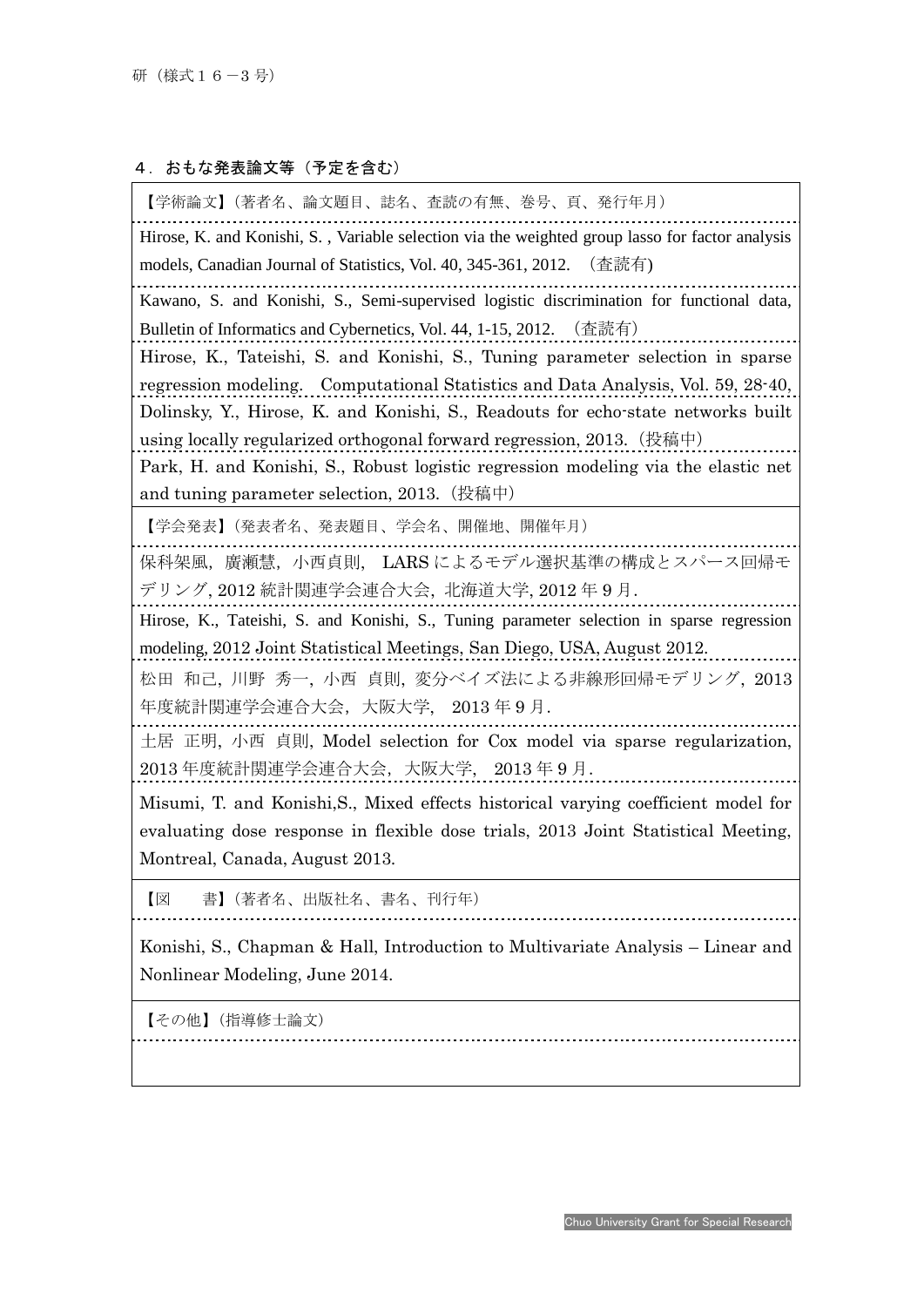研（様式１６－３号）

### ４．おもな発表論文等（予定を含む）

【学術論文】（著者名、論文題目、誌名、査読の有無、巻号、頁、発行年月）

Hirose, K. and Konishi, S. , Variable selection via the weighted group lasso for factor analysis models, Canadian Journal of Statistics, Vol. 40, 345-361, 2012. （査読有)

Kawano, S. and Konishi, S., Semi-supervised logistic discrimination for functional data, Bulletin of Informatics and Cybernetics, Vol. 44, 1-15, 2012. （査読有）

Hirose, K., Tateishi, S. and Konishi, S., Tuning parameter selection in sparse regression modeling. Computational Statistics and Data Analysis, Vol. 59, 28-40,

Dolinsky, Y., Hirose, K. and Konishi, S., Readouts for echo-state networks built using locally regularized orthogonal forward regression, 2013.（投稿中）

Park, H. and Konishi, S., Robust logistic regression modeling via the elastic net and tuning parameter selection, 2013.（投稿中）

【学会発表】（発表者名、発表題目、学会名、開催地、開催年月）

保科架風，廣瀬慧，小西貞則， LARS によるモデル選択基準の構成とスパース回帰モデリング, 2012 統計関連学会連合大会，北海道大学, 2012 年 9 月.

Hirose, K., Tateishi, S. and Konishi, S., Tuning parameter selection in sparse regression modeling, 2012 Joint Statistical Meetings, San Diego, USA, August 2012.

松田 和己, 川野 秀一, 小西 貞則, 変分ベイズ法による非線形回帰モデリング，2013 年度統計関連学会連合大会，大阪大学， 2013 年 9 月.

土居 正明, 小西 貞則, Model selection for Cox model via sparse regularization, 2013 年度統計関連学会連合大会，大阪大学， 2013 年 9 月.

Misumi, T. and Konishi,S., Mixed effects historical varying coefficient model for evaluating dose response in flexible dose trials, 2013 Joint Statistical Meeting, Montreal, Canada, August 2013.

【図　　書】（著者名、出版社名、書名、刊行年）

Konishi, S., Chapman & Hall, Introduction to Multivariate Analysis – Linear and Nonlinear Modeling, June 2014.

【その他】（指導修士論文）

Chuo University Grant for Special Research